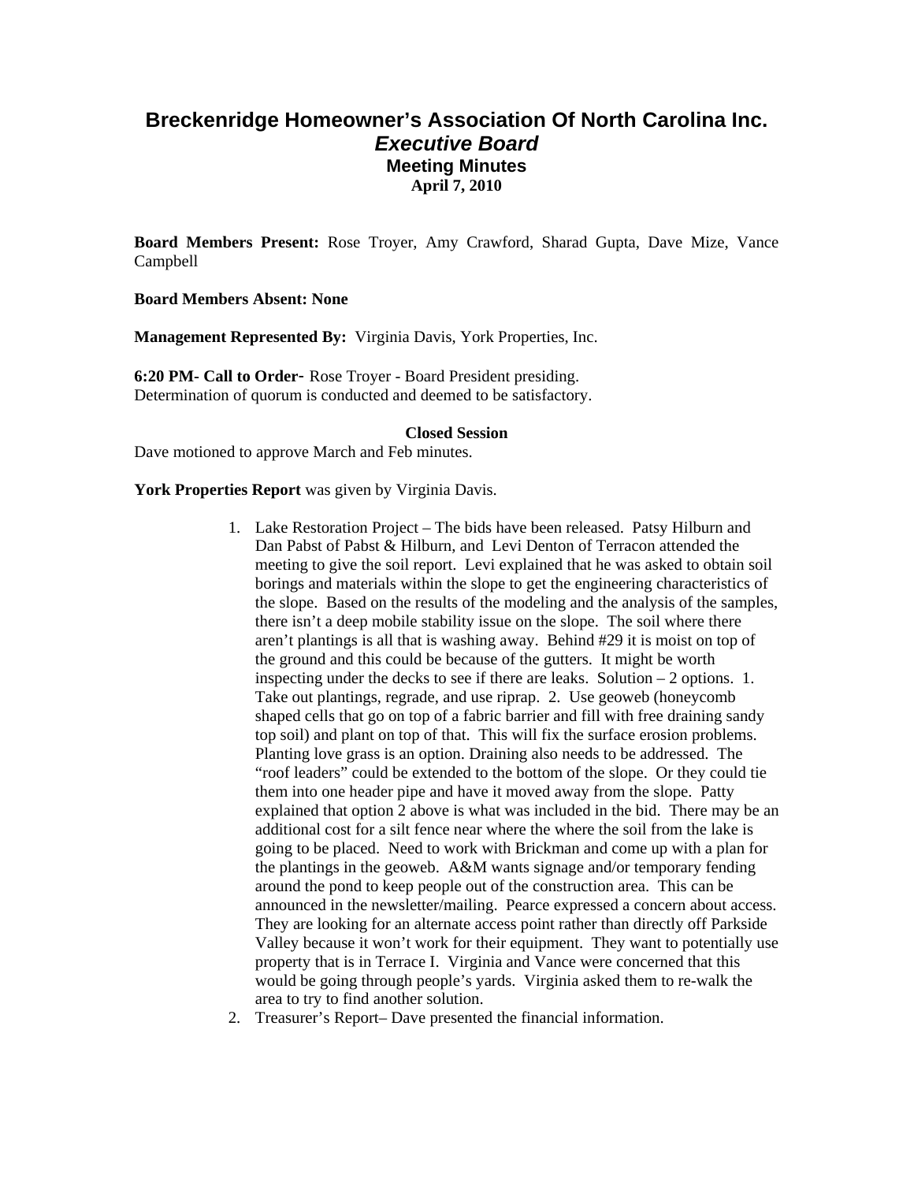# Breckenridge Homeowner's Association Of North Carolina Inc.
## *Executive Board*
### Meeting Minutes
**April 7, 2010**

**Board Members Present:** Rose Troyer, Amy Crawford, Sharad Gupta, Dave Mize, Vance Campbell

**Board Members Absent: None**

**Management Represented By:** Virginia Davis, York Properties, Inc.

**6:20 PM- Call to Order-** Rose Troyer - Board President presiding.
Determination of quorum is conducted and deemed to be satisfactory.

**Closed Session**

Dave motioned to approve March and Feb minutes.

**York Properties Report** was given by Virginia Davis.

1. Lake Restoration Project – The bids have been released. Patsy Hilburn and Dan Pabst of Pabst & Hilburn, and Levi Denton of Terracon attended the meeting to give the soil report. Levi explained that he was asked to obtain soil borings and materials within the slope to get the engineering characteristics of the slope. Based on the results of the modeling and the analysis of the samples, there isn't a deep mobile stability issue on the slope. The soil where there aren't plantings is all that is washing away. Behind #29 it is moist on top of the ground and this could be because of the gutters. It might be worth inspecting under the decks to see if there are leaks. Solution – 2 options. 1. Take out plantings, regrade, and use riprap. 2. Use geoweb (honeycomb shaped cells that go on top of a fabric barrier and fill with free draining sandy top soil) and plant on top of that. This will fix the surface erosion problems. Planting love grass is an option. Draining also needs to be addressed. The "roof leaders" could be extended to the bottom of the slope. Or they could tie them into one header pipe and have it moved away from the slope. Patty explained that option 2 above is what was included in the bid. There may be an additional cost for a silt fence near where the where the soil from the lake is going to be placed. Need to work with Brickman and come up with a plan for the plantings in the geoweb. A&M wants signage and/or temporary fending around the pond to keep people out of the construction area. This can be announced in the newsletter/mailing. Pearce expressed a concern about access. They are looking for an alternate access point rather than directly off Parkside Valley because it won't work for their equipment. They want to potentially use property that is in Terrace I. Virginia and Vance were concerned that this would be going through people's yards. Virginia asked them to re-walk the area to try to find another solution.
2. Treasurer's Report– Dave presented the financial information.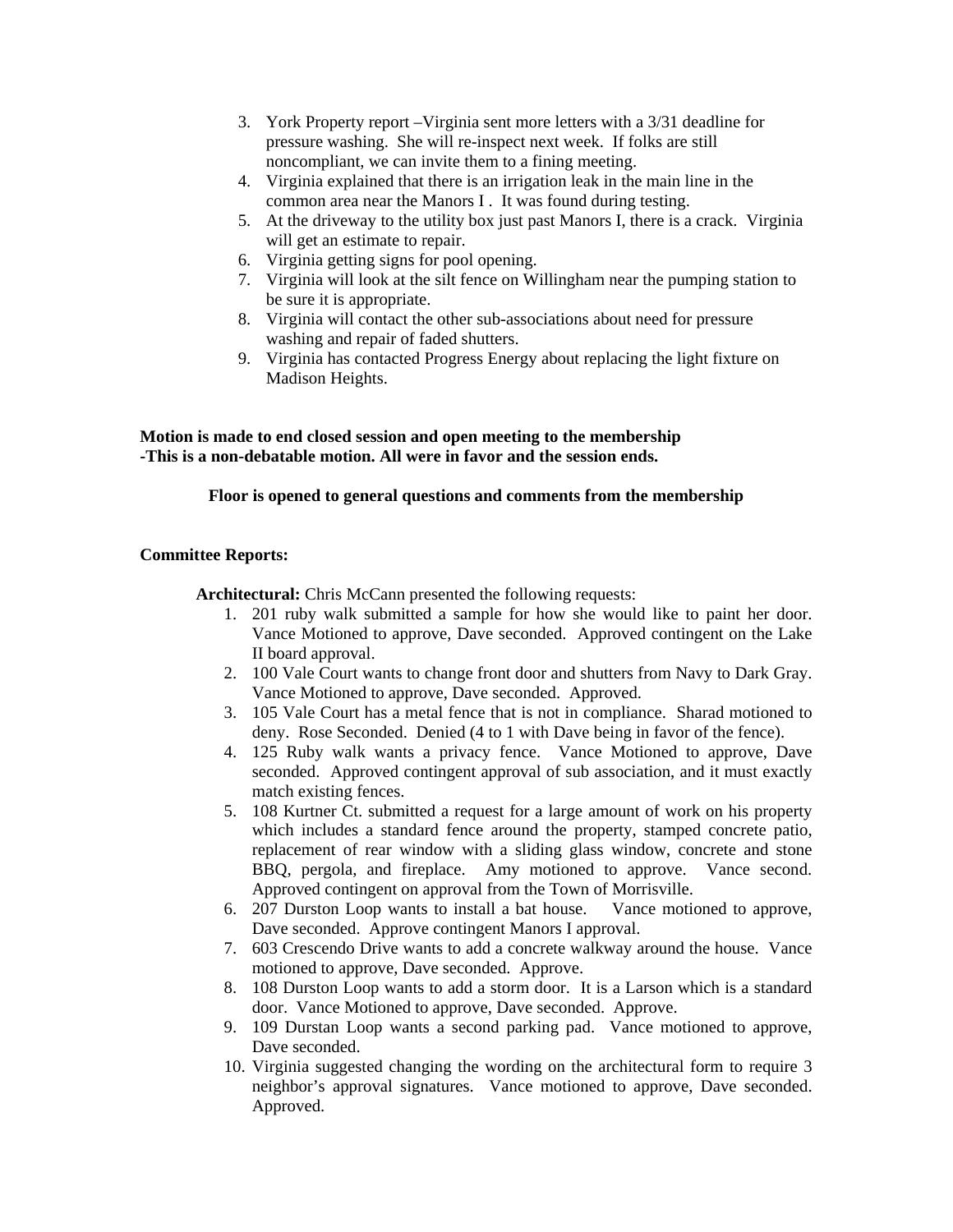3. York Property report –Virginia sent more letters with a 3/31 deadline for pressure washing. She will re-inspect next week. If folks are still noncompliant, we can invite them to a fining meeting.
4. Virginia explained that there is an irrigation leak in the main line in the common area near the Manors I . It was found during testing.
5. At the driveway to the utility box just past Manors I, there is a crack. Virginia will get an estimate to repair.
6. Virginia getting signs for pool opening.
7. Virginia will look at the silt fence on Willingham near the pumping station to be sure it is appropriate.
8. Virginia will contact the other sub-associations about need for pressure washing and repair of faded shutters.
9. Virginia has contacted Progress Energy about replacing the light fixture on Madison Heights.

**Motion is made to end closed session and open meeting to the membership**
**-This is a non-debatable motion. All were in favor and the session ends.**

**Floor is opened to general questions and comments from the membership**

**Committee Reports:**

**Architectural:** Chris McCann presented the following requests:

1. 201 ruby walk submitted a sample for how she would like to paint her door. Vance Motioned to approve, Dave seconded. Approved contingent on the Lake II board approval.
2. 100 Vale Court wants to change front door and shutters from Navy to Dark Gray. Vance Motioned to approve, Dave seconded. Approved.
3. 105 Vale Court has a metal fence that is not in compliance. Sharad motioned to deny. Rose Seconded. Denied (4 to 1 with Dave being in favor of the fence).
4. 125 Ruby walk wants a privacy fence. Vance Motioned to approve, Dave seconded. Approved contingent approval of sub association, and it must exactly match existing fences.
5. 108 Kurtner Ct. submitted a request for a large amount of work on his property which includes a standard fence around the property, stamped concrete patio, replacement of rear window with a sliding glass window, concrete and stone BBQ, pergola, and fireplace. Amy motioned to approve. Vance second. Approved contingent on approval from the Town of Morrisville.
6. 207 Durston Loop wants to install a bat house. Vance motioned to approve, Dave seconded. Approve contingent Manors I approval.
7. 603 Crescendo Drive wants to add a concrete walkway around the house. Vance motioned to approve, Dave seconded. Approve.
8. 108 Durston Loop wants to add a storm door. It is a Larson which is a standard door. Vance Motioned to approve, Dave seconded. Approve.
9. 109 Durstan Loop wants a second parking pad. Vance motioned to approve, Dave seconded.
10. Virginia suggested changing the wording on the architectural form to require 3 neighbor's approval signatures. Vance motioned to approve, Dave seconded. Approved.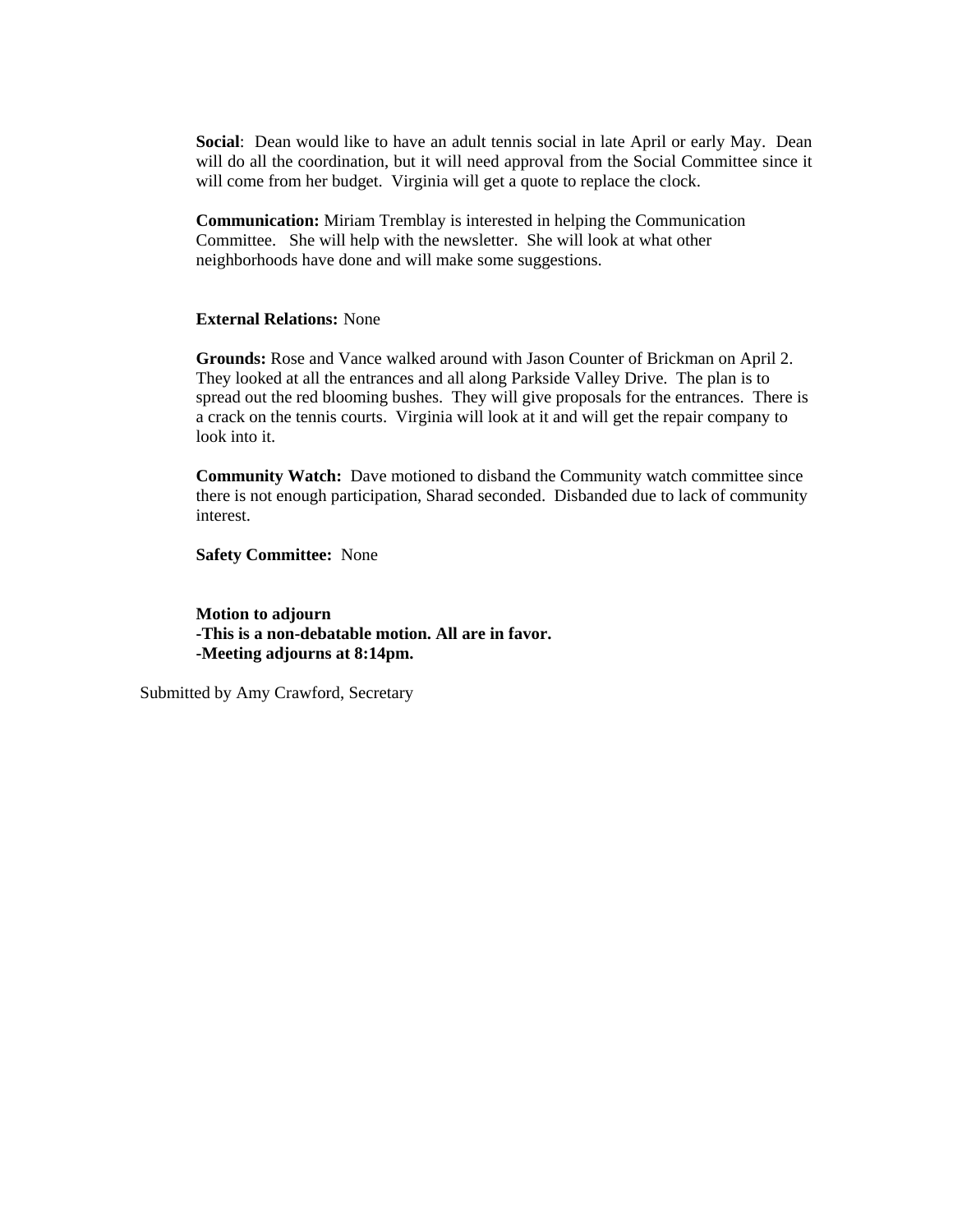**Social**:  Dean would like to have an adult tennis social in late April or early May.  Dean will do all the coordination, but it will need approval from the Social Committee since it will come from her budget.  Virginia will get a quote to replace the clock.

**Communication:** Miriam Tremblay is interested in helping the Communication Committee.   She will help with the newsletter.  She will look at what other neighborhoods have done and will make some suggestions.

**External Relations:** None

**Grounds:** Rose and Vance walked around with Jason Counter of Brickman on April 2.  They looked at all the entrances and all along Parkside Valley Drive.  The plan is to spread out the red blooming bushes.  They will give proposals for the entrances.  There is a crack on the tennis courts.  Virginia will look at it and will get the repair company to look into it.

**Community Watch:**  Dave motioned to disband the Community watch committee since there is not enough participation, Sharad seconded.  Disbanded due to lack of community interest.

**Safety Committee:**  None

**Motion to adjourn**
**-This is a non-debatable motion. All are in favor.**
**-Meeting adjourns at 8:14pm.**

Submitted by Amy Crawford, Secretary